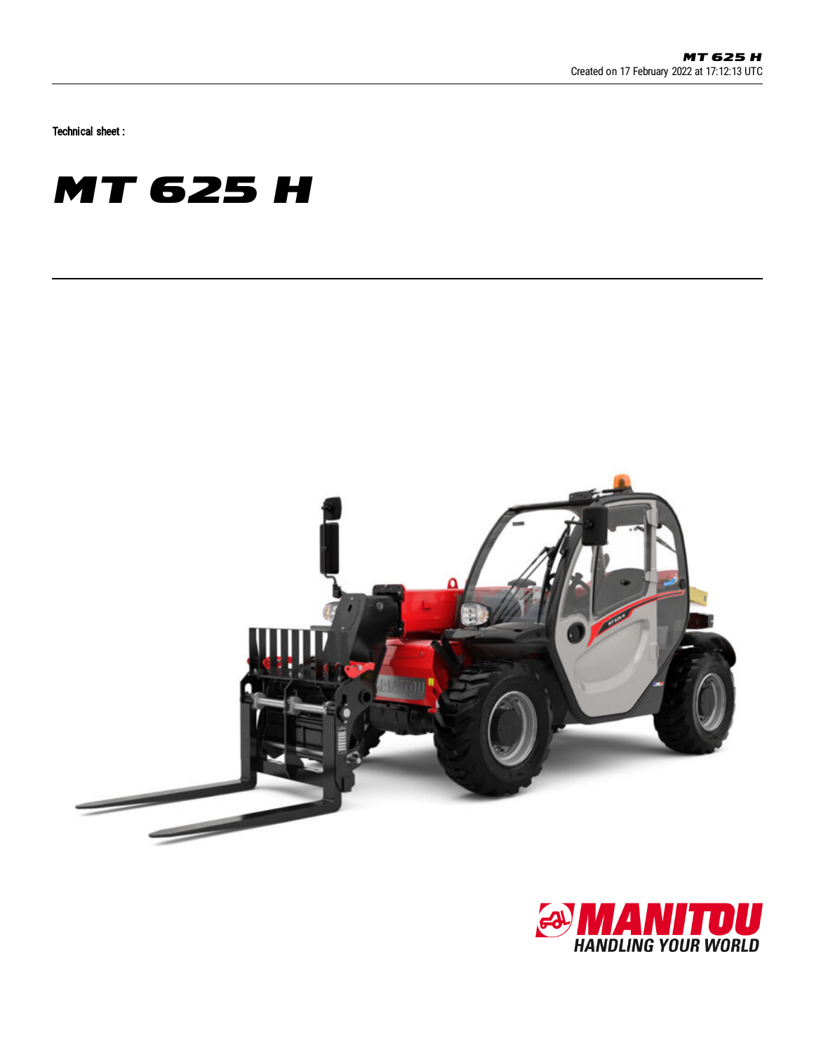Technical sheet :

# MT 625 H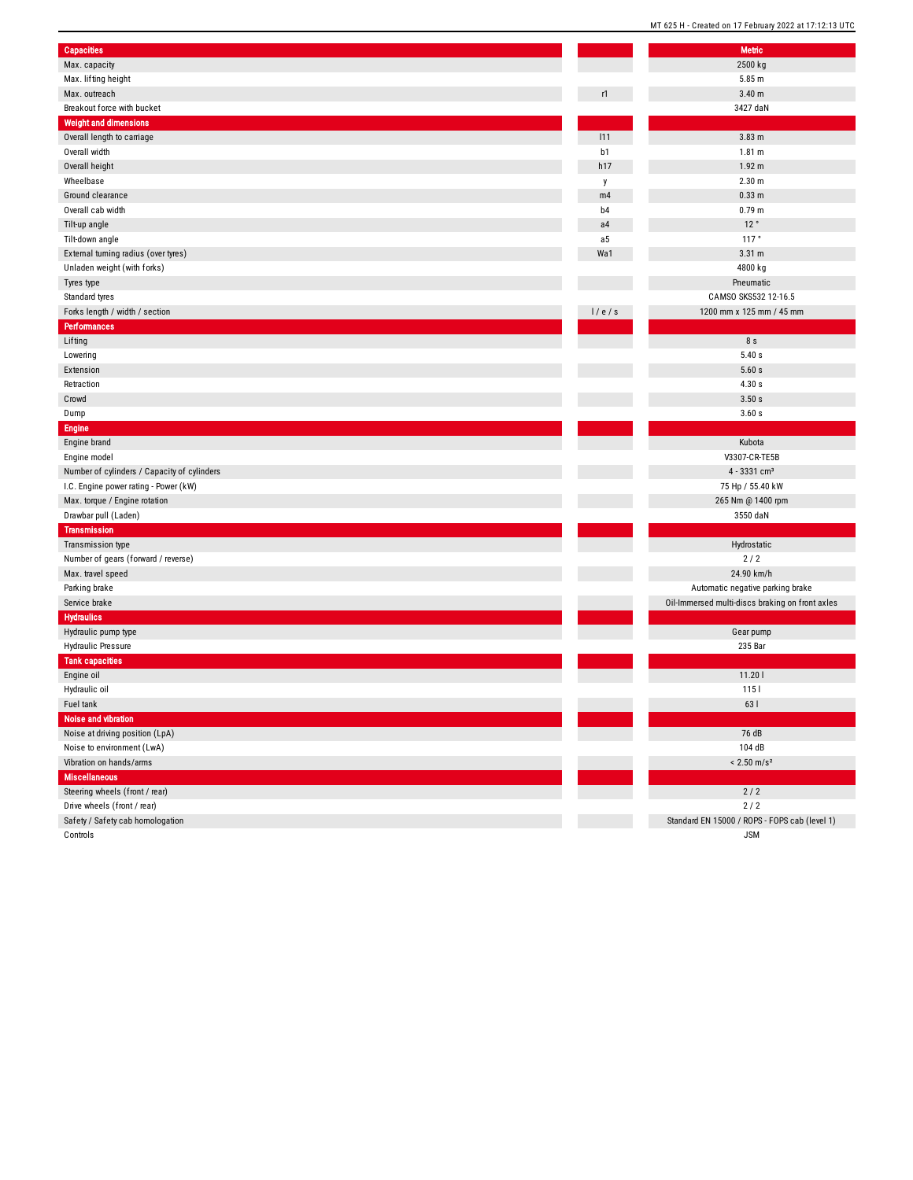| Capacities | | Metric |
|---|---|---|
| Max. capacity | | 2500 kg |
| Max. lifting height | | 5.85 m |
| Max. outreach | r1 | 3.40 m |
| Breakout force with bucket | | 3427 daN |
| **Weight and dimensions** | | |
| Overall length to carriage | l11 | 3.83 m |
| Overall width | b1 | 1.81 m |
| Overall height | h17 | 1.92 m |
| Wheelbase | y | 2.30 m |
| Ground clearance | m4 | 0.33 m |
| Overall cab width | b4 | 0.79 m |
| Tilt-up angle | a4 | 12 ° |
| Tilt-down angle | a5 | 117 ° |
| External turning radius (over tyres) | Wa1 | 3.31 m |
| Unladen weight (with forks) | | 4800 kg |
| Tyres type | | Pneumatic |
| Standard tyres | | CAMSO SKS532 12-16.5 |
| Forks length / width / section | l / e / s | 1200 mm x 125 mm / 45 mm |
| **Performances** | | |
| Lifting | | 8 s |
| Lowering | | 5.40 s |
| Extension | | 5.60 s |
| Retraction | | 4.30 s |
| Crowd | | 3.50 s |
| Dump | | 3.60 s |
| **Engine** | | |
| Engine brand | | Kubota |
| Engine model | | V3307-CR-TE5B |
| Number of cylinders / Capacity of cylinders | | 4 - 3331 cm³ |
| I.C. Engine power rating - Power (kW) | | 75 Hp / 55.40 kW |
| Max. torque / Engine rotation | | 265 Nm @ 1400 rpm |
| Drawbar pull (Laden) | | 3550 daN |
| **Transmission** | | |
| Transmission type | | Hydrostatic |
| Number of gears (forward / reverse) | | 2 / 2 |
| Max. travel speed | | 24.90 km/h |
| Parking brake | | Automatic negative parking brake |
| Service brake | | Oil-Immersed multi-discs braking on front axles |
| **Hydraulics** | | |
| Hydraulic pump type | | Gear pump |
| Hydraulic Pressure | | 235 Bar |
| **Tank capacities** | | |
| Engine oil | | 11.20 l |
| Hydraulic oil | | 115 l |
| Fuel tank | | 63 l |
| **Noise and vibration** | | |
| Noise at driving position (LpA) | | 76 dB |
| Noise to environment (LwA) | | 104 dB |
| Vibration on hands/arms | | < 2.50 m/s² |
| **Miscellaneous** | | |
| Steering wheels (front / rear) | | 2 / 2 |
| Drive wheels (front / rear) | | 2 / 2 |
| Safety / Safety cab homologation | | Standard EN 15000 / ROPS - FOPS cab (level 1) |
| Controls | | JSM |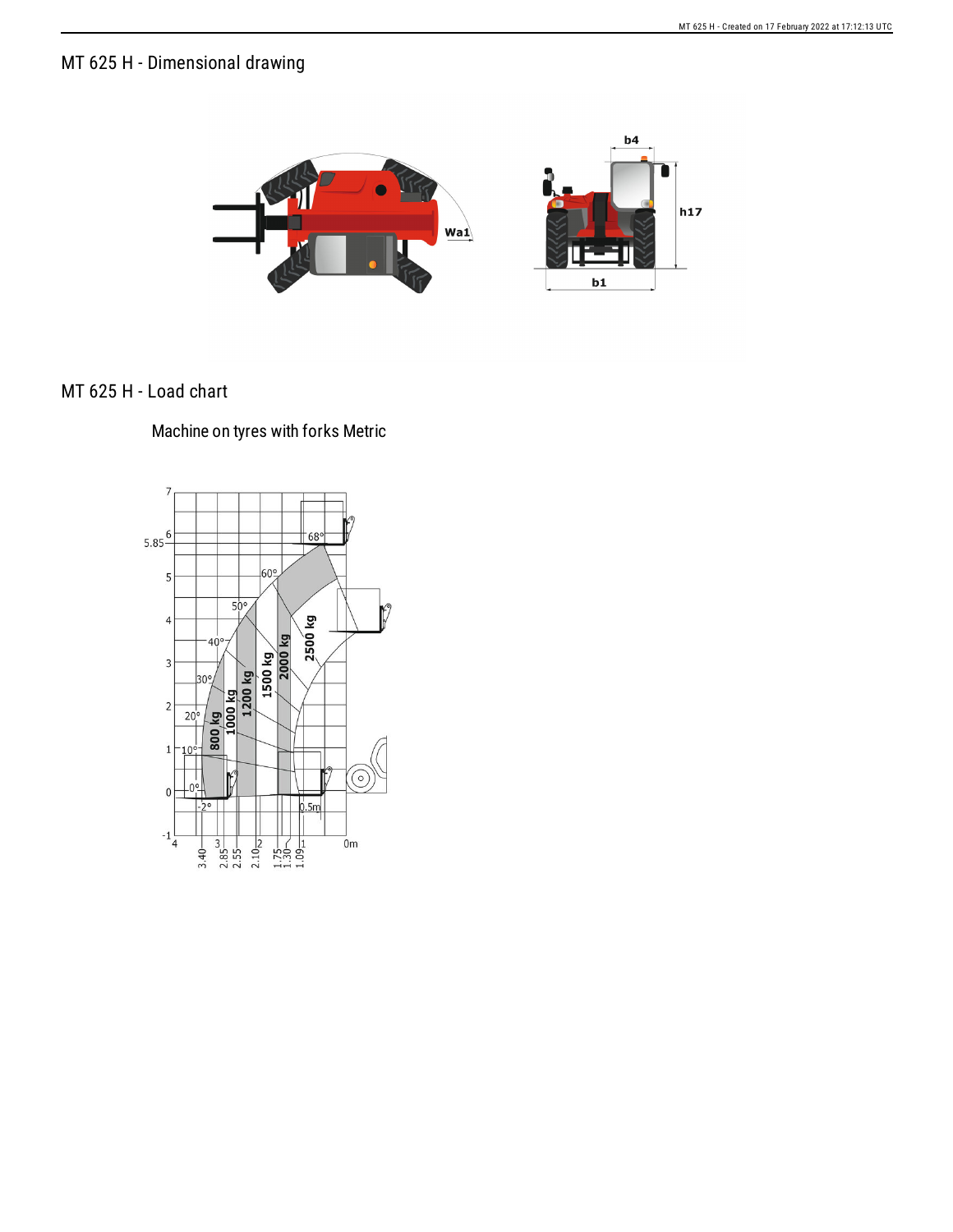## MT 625 H - Dimensional drawing

## MT 625 H - Load chart

### Machine on tyres with forks Metric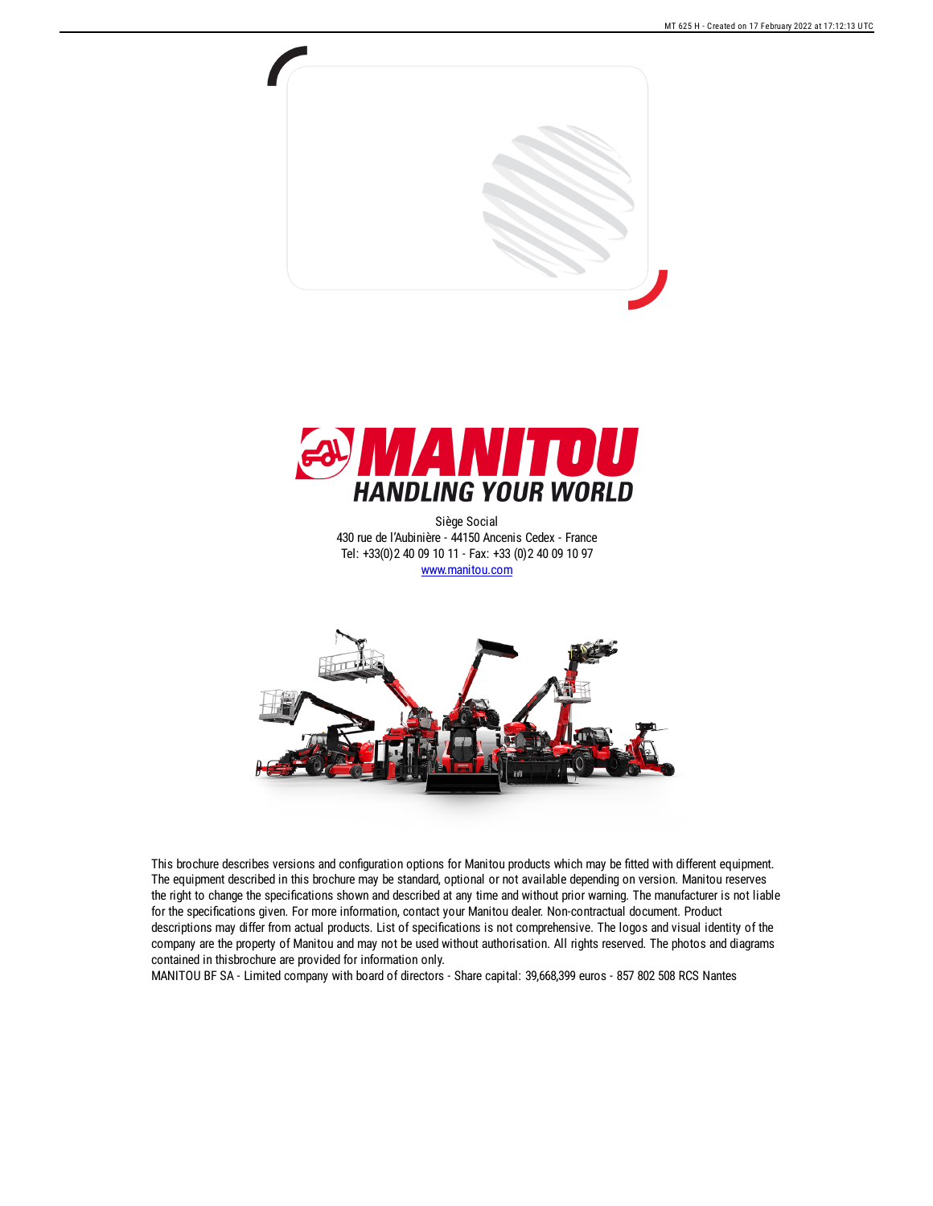Siège Social
430 rue de l'Aubinière - 44150 Ancenis Cedex - France
Tel: +33(0)2 40 09 10 11 - Fax: +33 (0)2 40 09 10 97
www.manitou.com

This brochure describes versions and configuration options for Manitou products which may be fitted with different equipment. The equipment described in this brochure may be standard, optional or not available depending on version. Manitou reserves the right to change the specifications shown and described at any time and without prior warning. The manufacturer is not liable for the specifications given. For more information, contact your Manitou dealer. Non-contractual document. Product descriptions may differ from actual products. List of specifications is not comprehensive. The logos and visual identity of the company are the property of Manitou and may not be used without authorisation. All rights reserved. The photos and diagrams contained in thisbrochure are provided for information only.
MANITOU BF SA - Limited company with board of directors - Share capital: 39,668,399 euros - 857 802 508 RCS Nantes